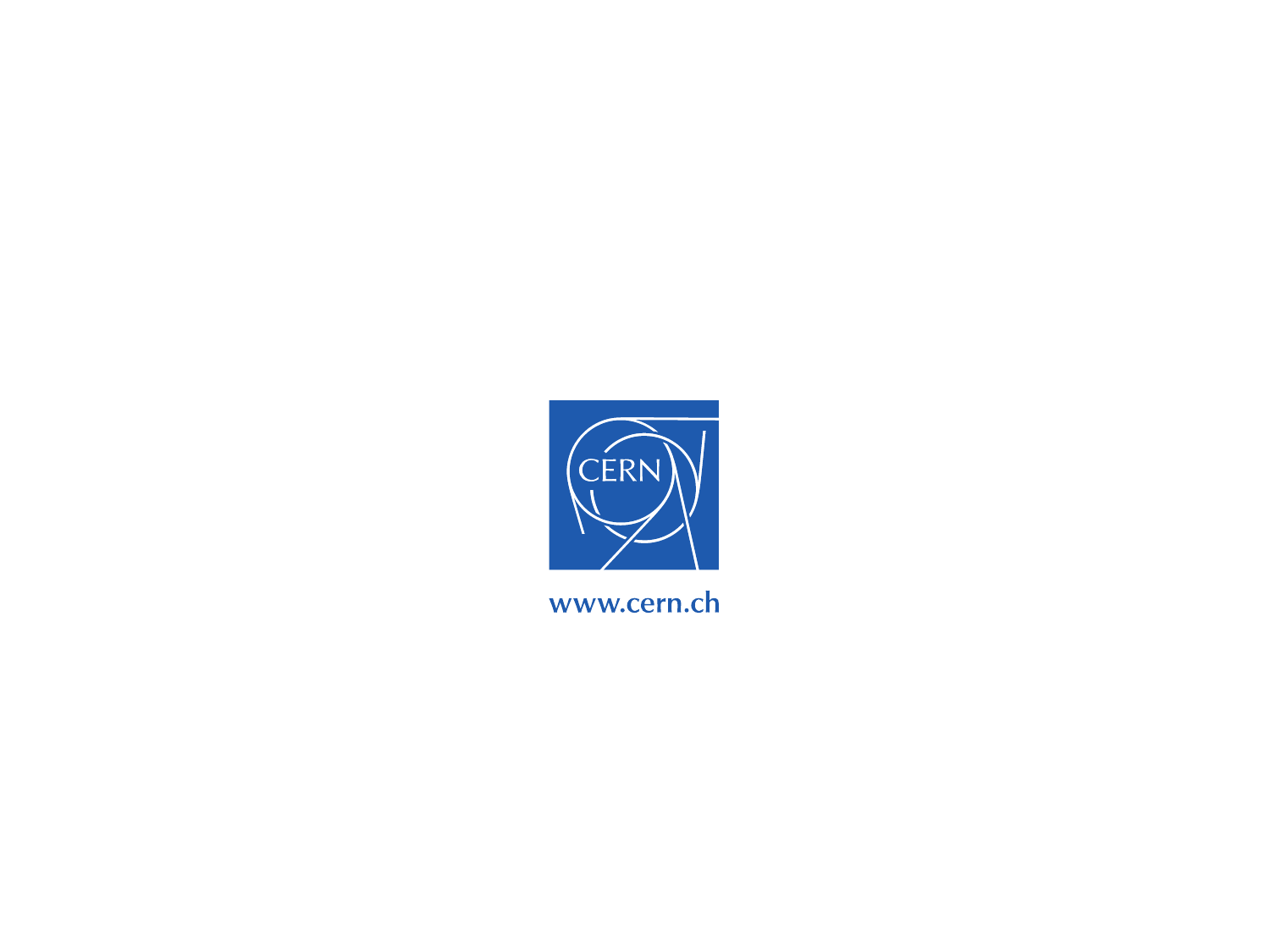CERN

www.cern.ch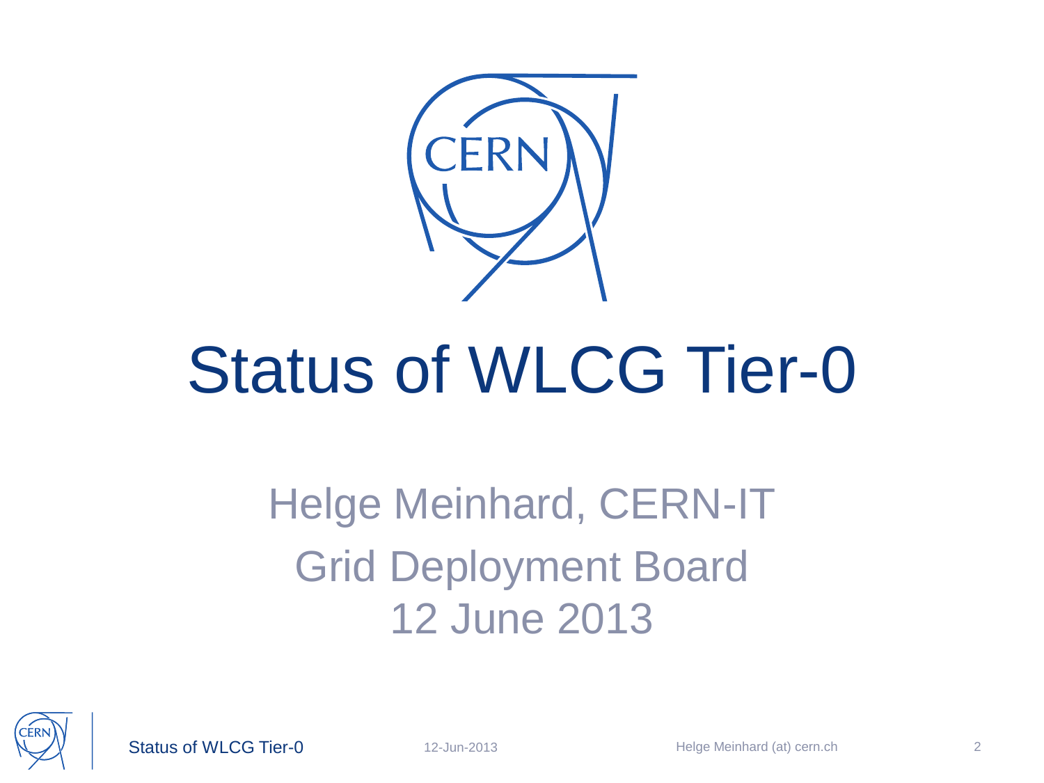# Status of WLCG Tier-0

Helge Meinhard, CERN-IT

Grid Deployment Board

12 June 2013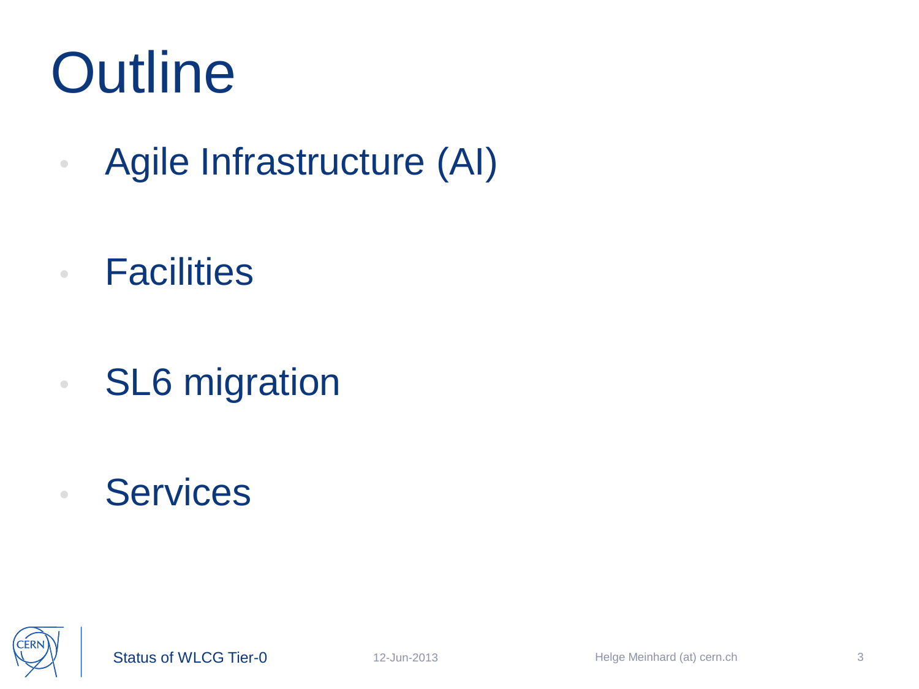# Outline

- Agile Infrastructure (AI)
- Facilities
- SL6 migration
- Services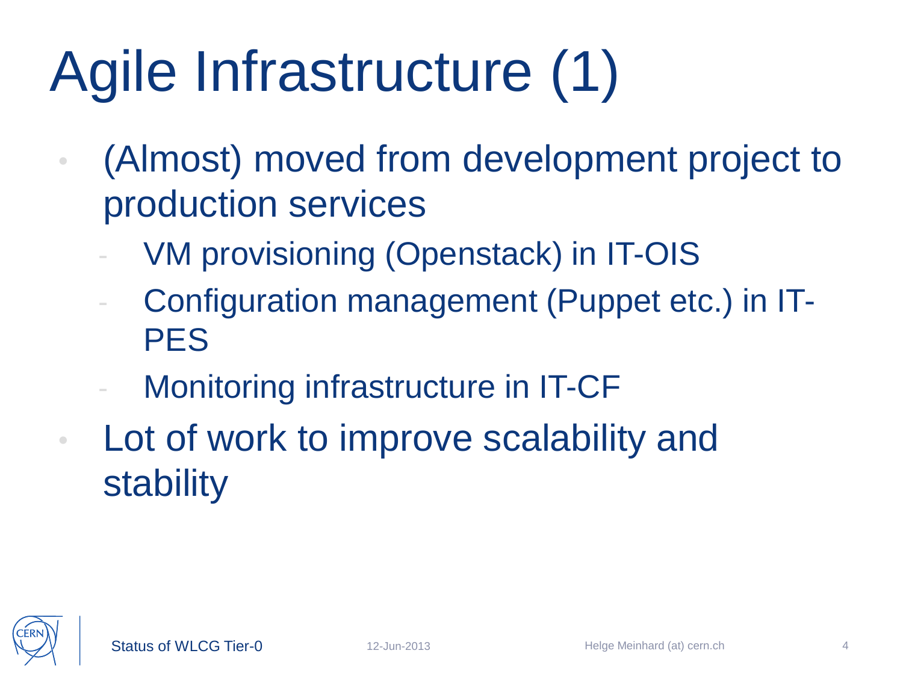# Agile Infrastructure (1)

- (Almost) moved from development project to production services
  - VM provisioning (Openstack) in IT-OIS
  - Configuration management (Puppet etc.) in IT-PES
  - Monitoring infrastructure in IT-CF
- Lot of work to improve scalability and stability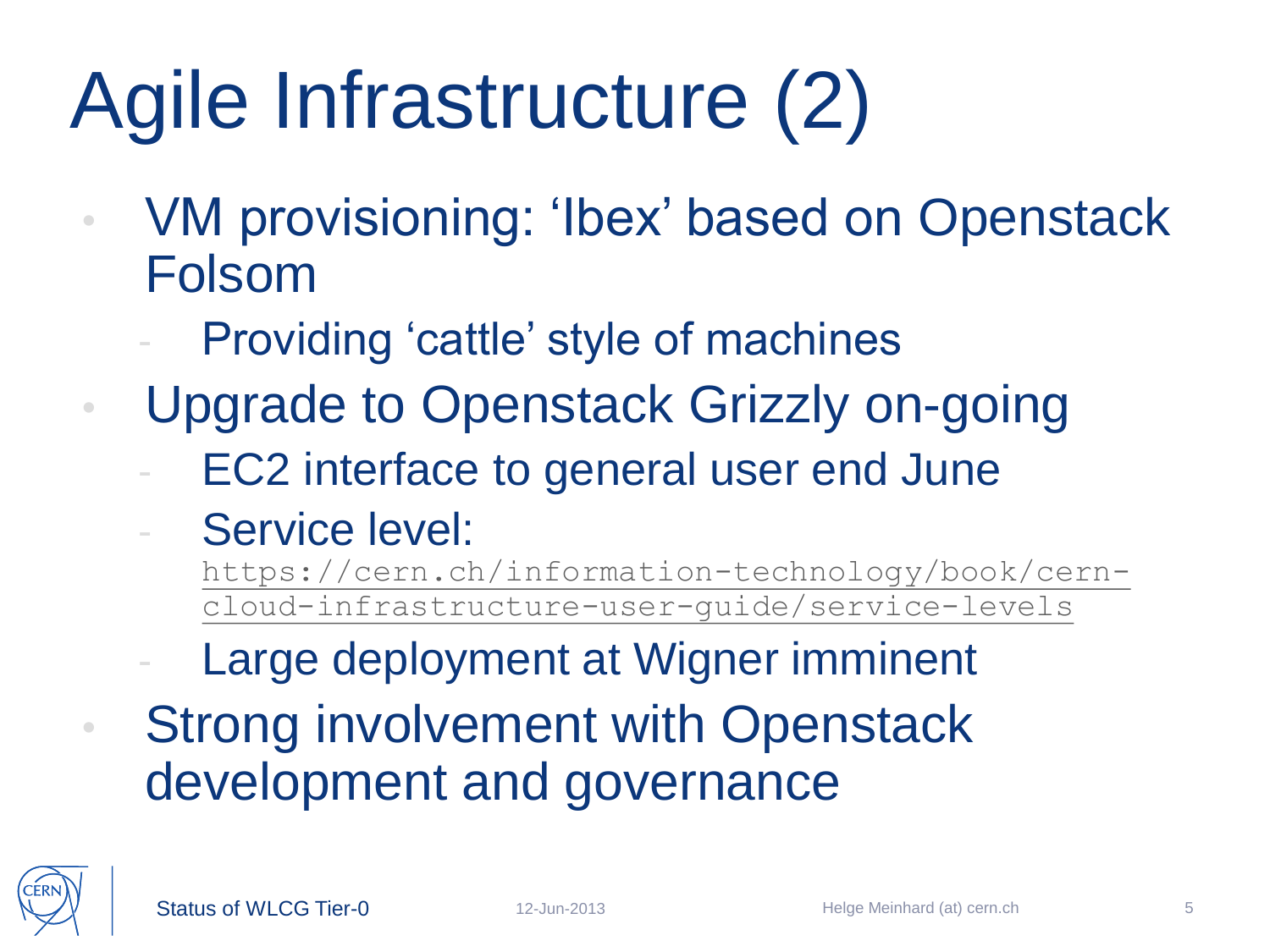# Agile Infrastructure (2)

- VM provisioning: ‘Ibex’ based on Openstack Folsom
  - Providing ‘cattle’ style of machines
- Upgrade to Openstack Grizzly on-going
  - EC2 interface to general user end June
  - Service level: https://cern.ch/information-technology/book/cern-cloud-infrastructure-user-guide/service-levels
  - Large deployment at Wigner imminent
- Strong involvement with Openstack development and governance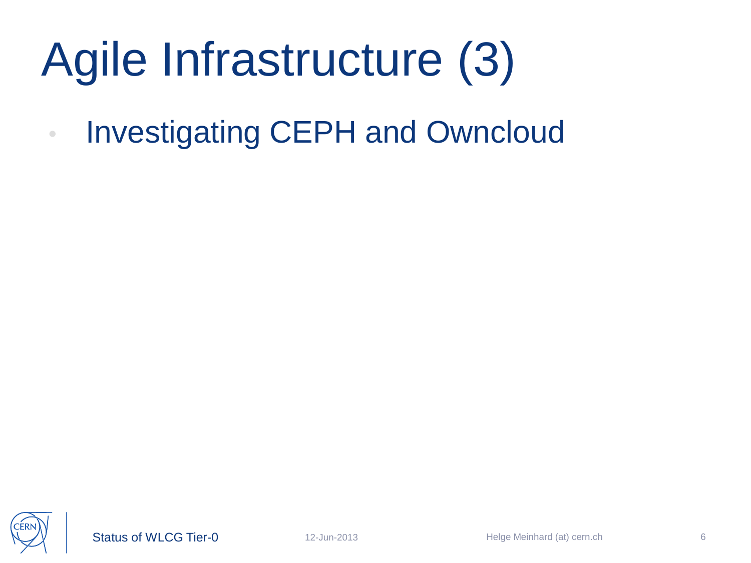# Agile Infrastructure (3)

- Investigating CEPH and Owncloud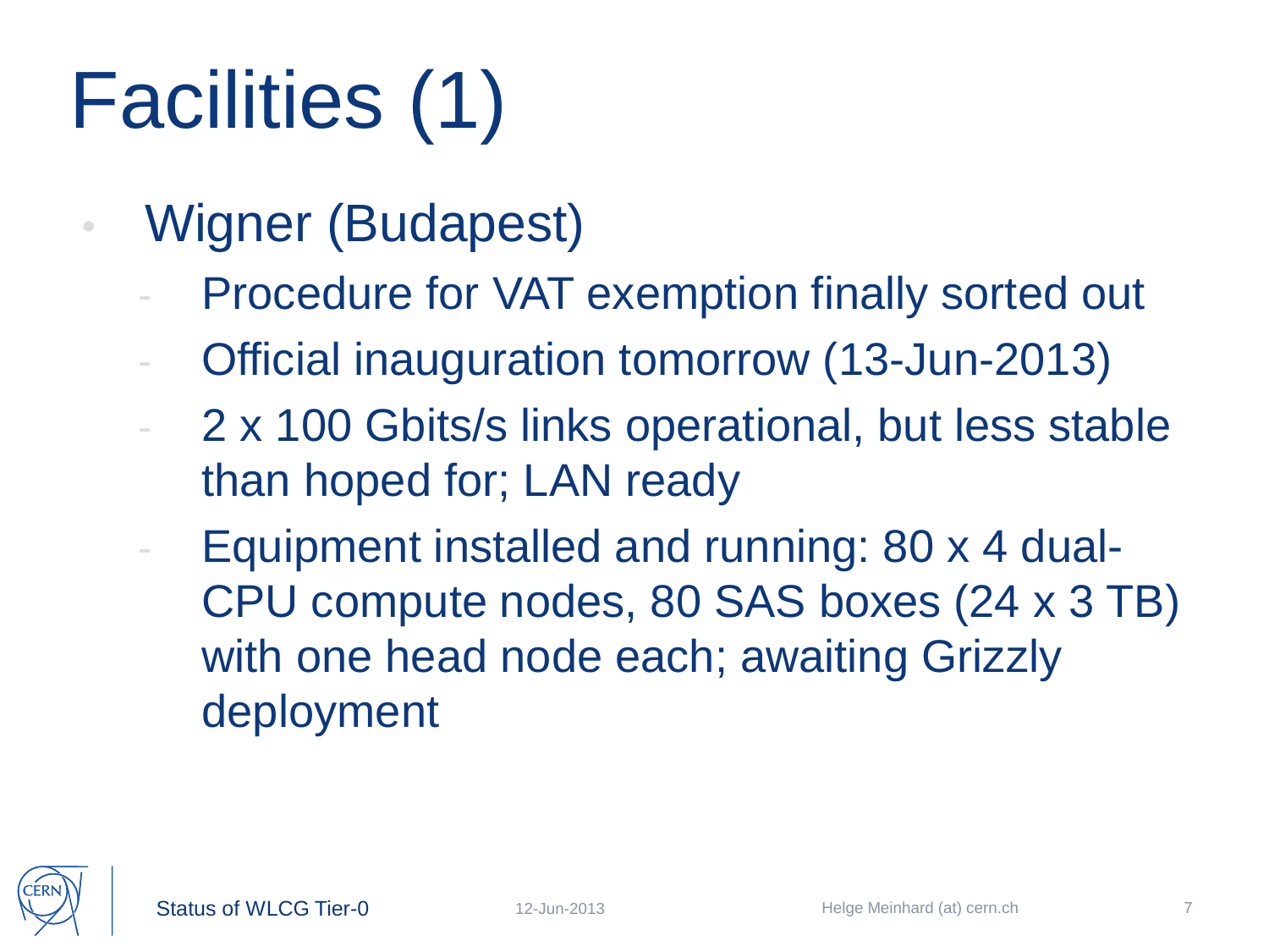# Facilities (1)

- Wigner (Budapest)
  - Procedure for VAT exemption finally sorted out
  - Official inauguration tomorrow (13-Jun-2013)
  - 2 x 100 Gbits/s links operational, but less stable than hoped for; LAN ready
  - Equipment installed and running: 80 x 4 dual-CPU compute nodes, 80 SAS boxes (24 x 3 TB) with one head node each; awaiting Grizzly deployment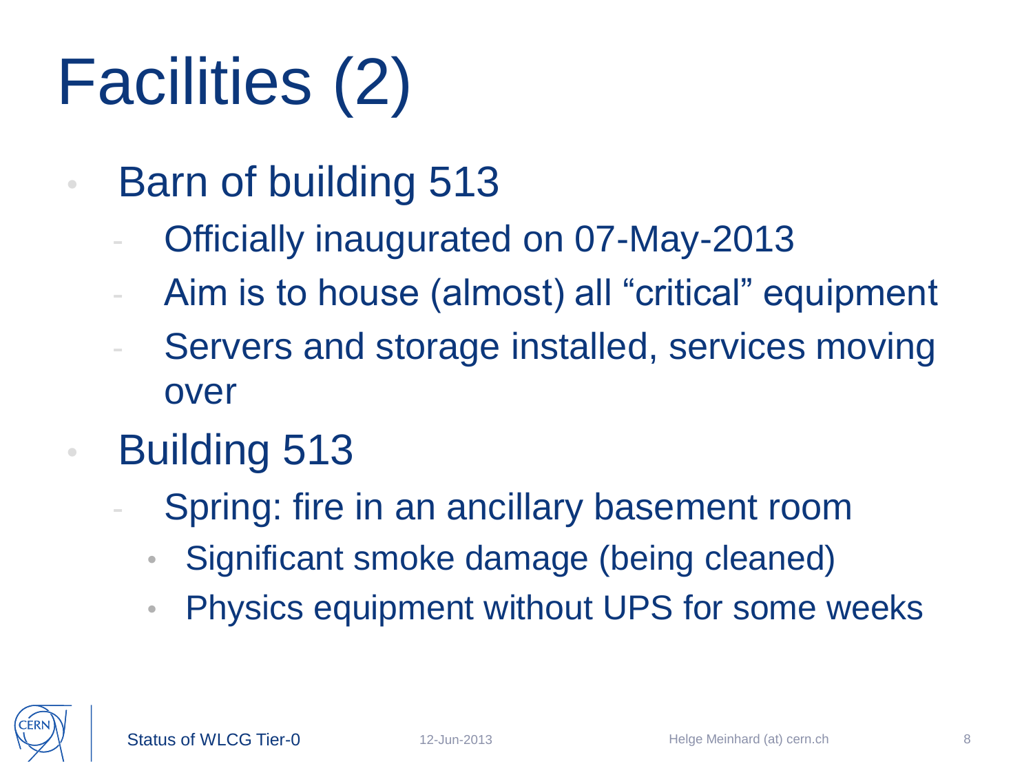# Facilities (2)

- Barn of building 513
  - Officially inaugurated on 07-May-2013
  - Aim is to house (almost) all “critical” equipment
  - Servers and storage installed, services moving over
- Building 513
  - Spring: fire in an ancillary basement room
    - Significant smoke damage (being cleaned)
    - Physics equipment without UPS for some weeks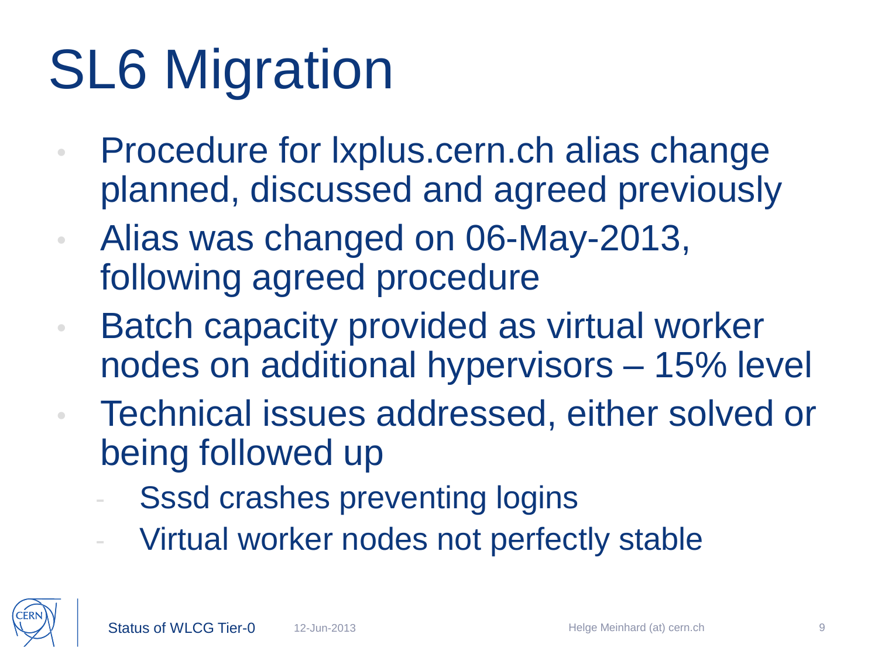# SL6 Migration

- Procedure for lxplus.cern.ch alias change planned, discussed and agreed previously
- Alias was changed on 06-May-2013, following agreed procedure
- Batch capacity provided as virtual worker nodes on additional hypervisors – 15% level
- Technical issues addressed, either solved or being followed up
  - Sssd crashes preventing logins
  - Virtual worker nodes not perfectly stable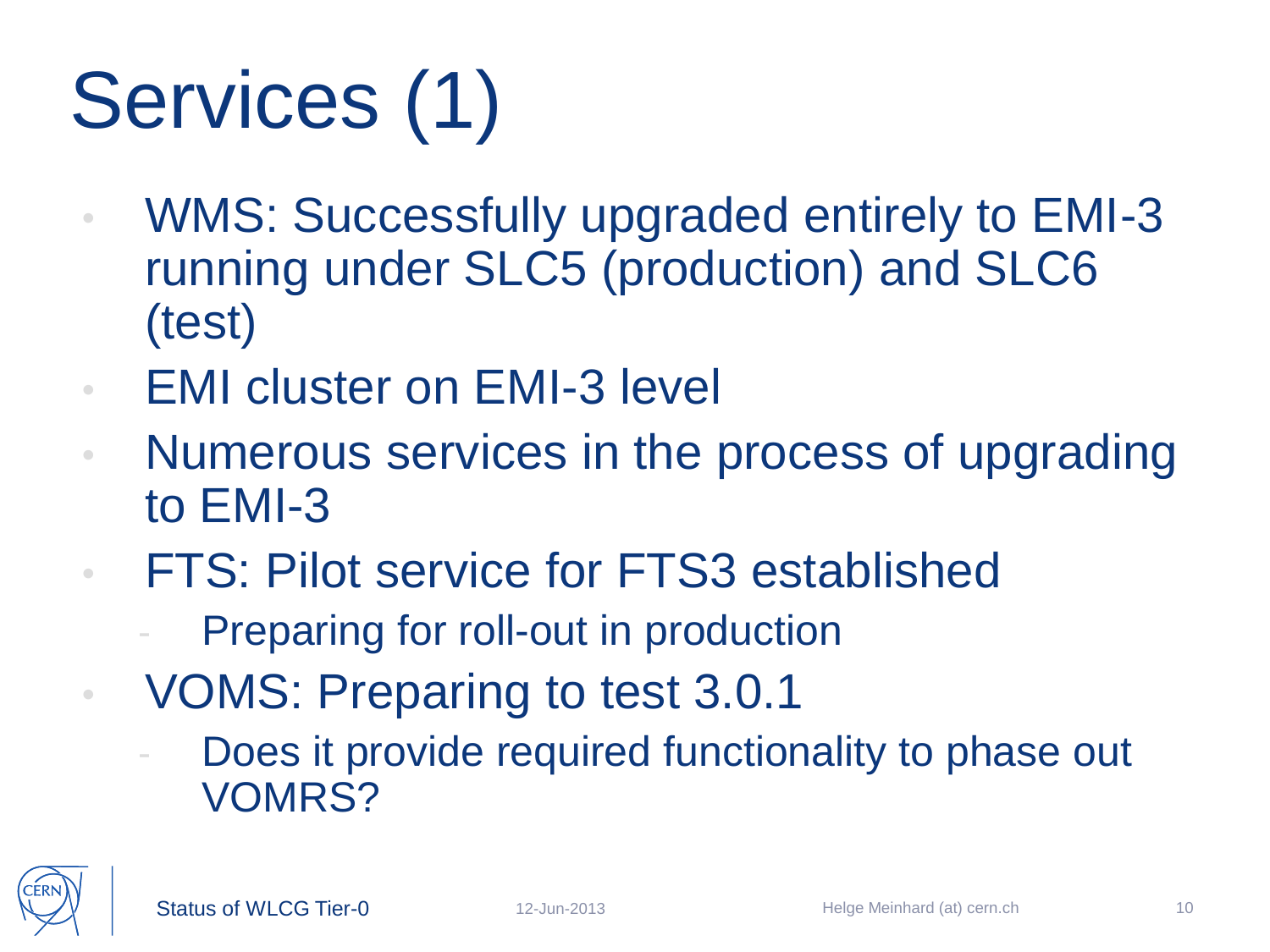# Services (1)

- WMS: Successfully upgraded entirely to EMI-3 running under SLC5 (production) and SLC6 (test)
- EMI cluster on EMI-3 level
- Numerous services in the process of upgrading to EMI-3
- FTS: Pilot service for FTS3 established
  - Preparing for roll-out in production
- VOMS: Preparing to test 3.0.1
  - Does it provide required functionality to phase out VOMRS?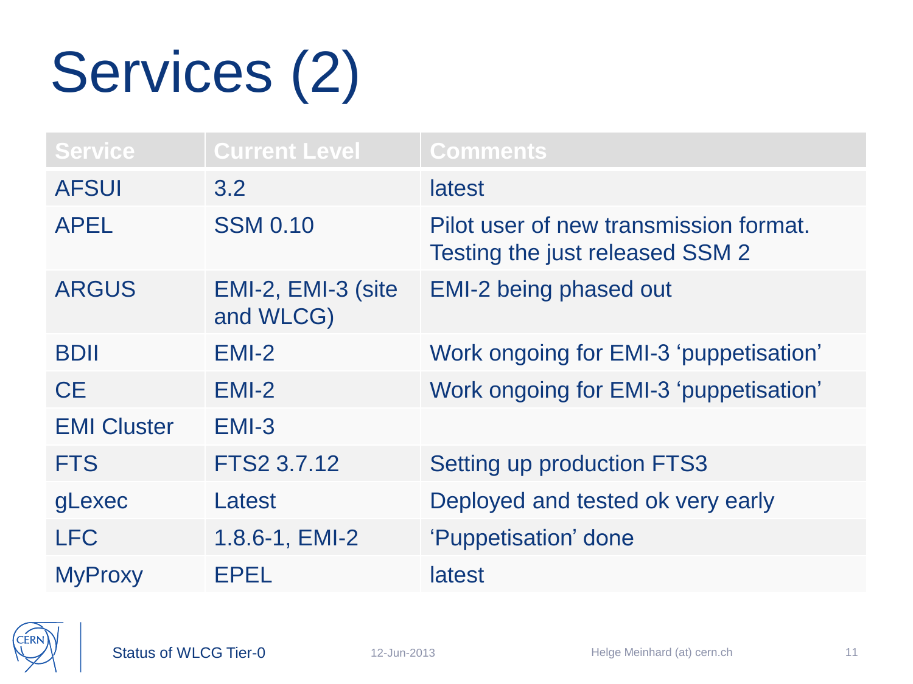# Services (2)

| Service | Current Level | Comments |
| --- | --- | --- |
| AFSUI | 3.2 | latest |
| APEL | SSM 0.10 | Pilot user of new transmission format. Testing the just released SSM 2 |
| ARGUS | EMI-2, EMI-3 (site and WLCG) | EMI-2 being phased out |
| BDII | EMI-2 | Work ongoing for EMI-3 ‘puppetisation’ |
| CE | EMI-2 | Work ongoing for EMI-3 ‘puppetisation’ |
| EMI Cluster | EMI-3 | |
| FTS | FTS2 3.7.12 | Setting up production FTS3 |
| gLexec | Latest | Deployed and tested ok very early |
| LFC | 1.8.6-1, EMI-2 | ‘Puppetisation’ done |
| MyProxy | EPEL | latest |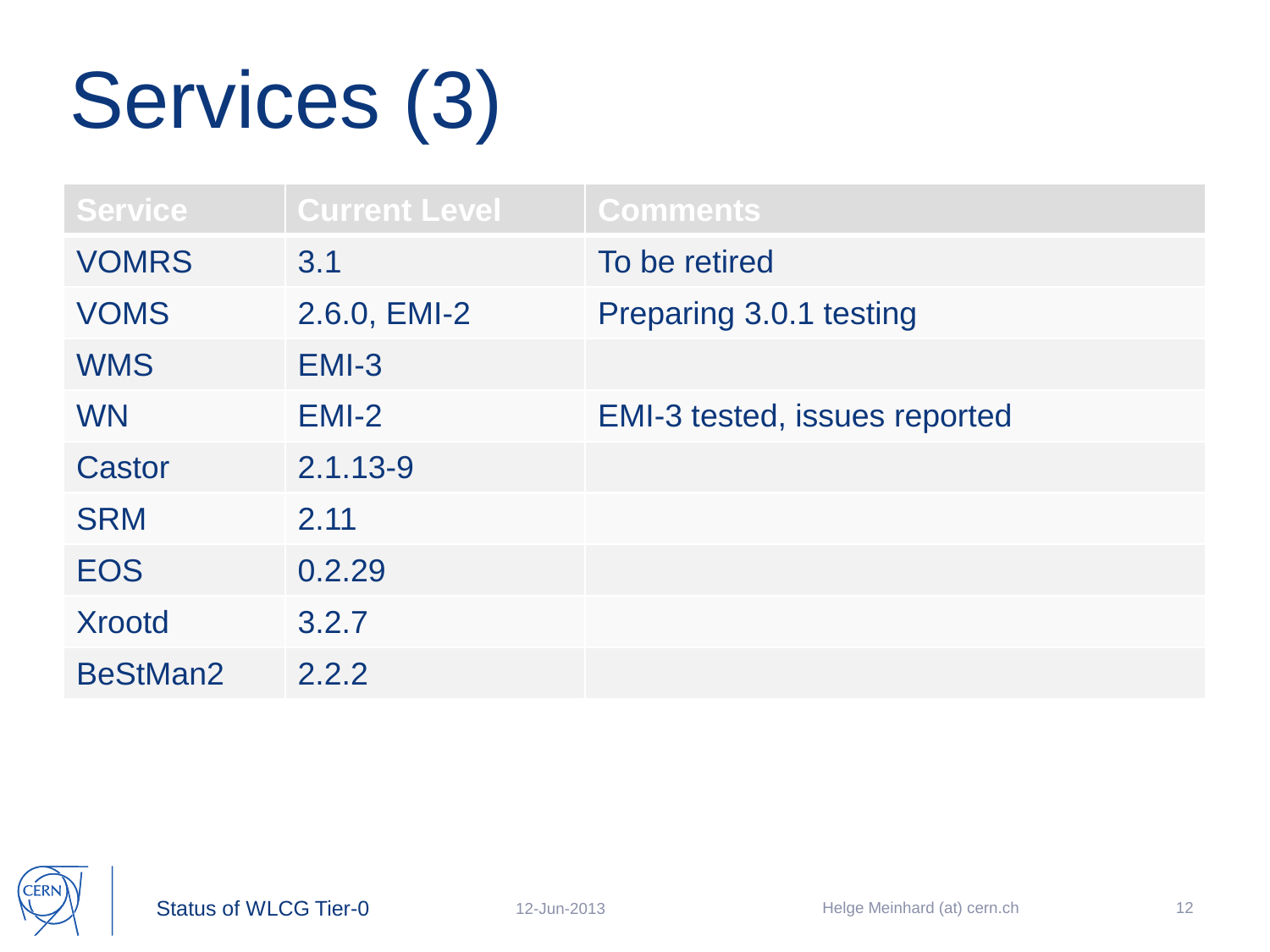# Services (3)

| Service | Current Level | Comments |
|---|---|---|
| VOMRS | 3.1 | To be retired |
| VOMS | 2.6.0, EMI-2 | Preparing 3.0.1 testing |
| WMS | EMI-3 | |
| WN | EMI-2 | EMI-3 tested, issues reported |
| Castor | 2.1.13-9 | |
| SRM | 2.11 | |
| EOS | 0.2.29 | |
| Xrootd | 3.2.7 | |
| BeStMan2 | 2.2.2 | |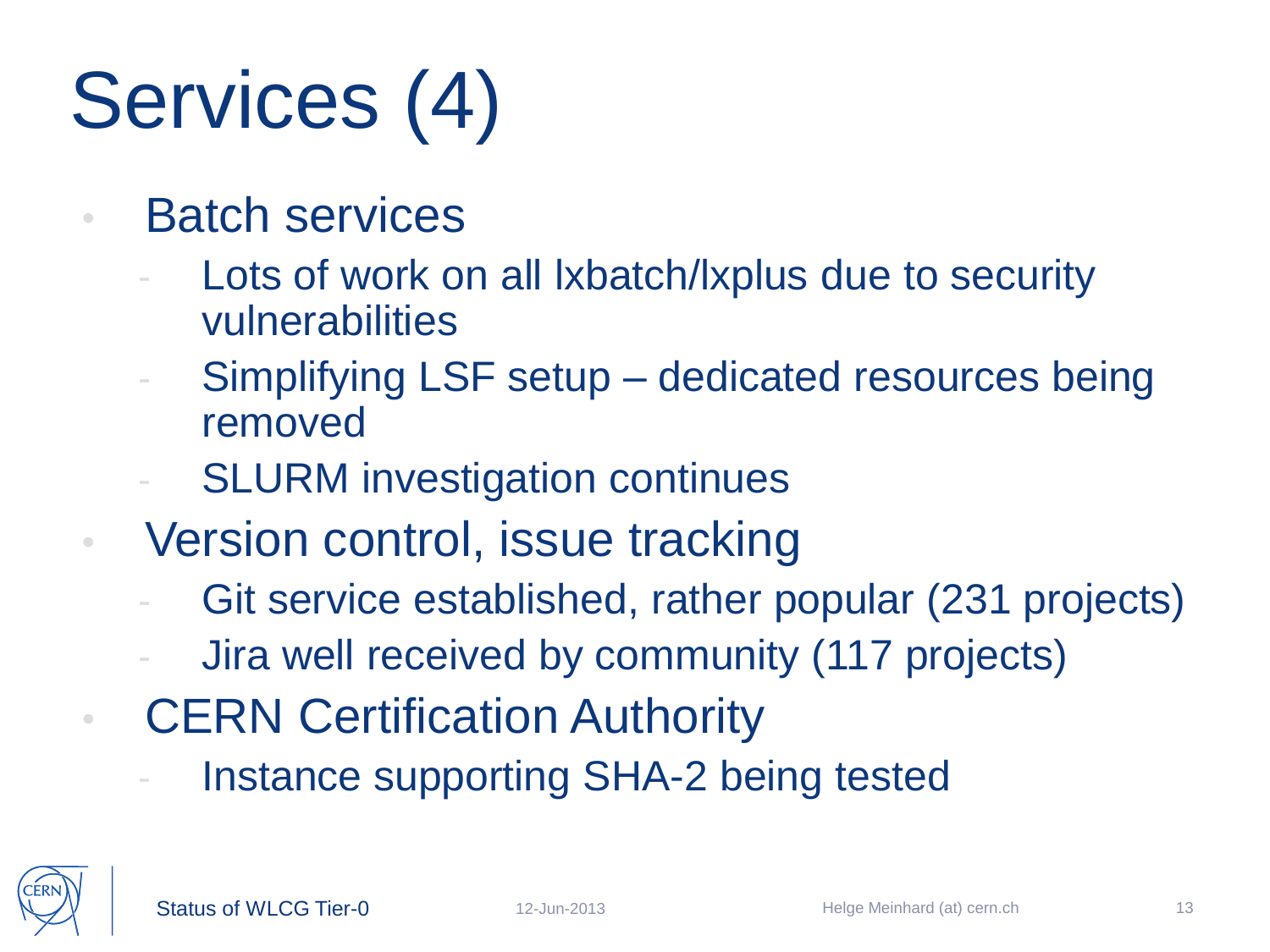# Services (4)

- Batch services
  - Lots of work on all lxbatch/lxplus due to security vulnerabilities
  - Simplifying LSF setup – dedicated resources being removed
  - SLURM investigation continues
- Version control, issue tracking
  - Git service established, rather popular (231 projects)
  - Jira well received by community (117 projects)
- CERN Certification Authority
  - Instance supporting SHA-2 being tested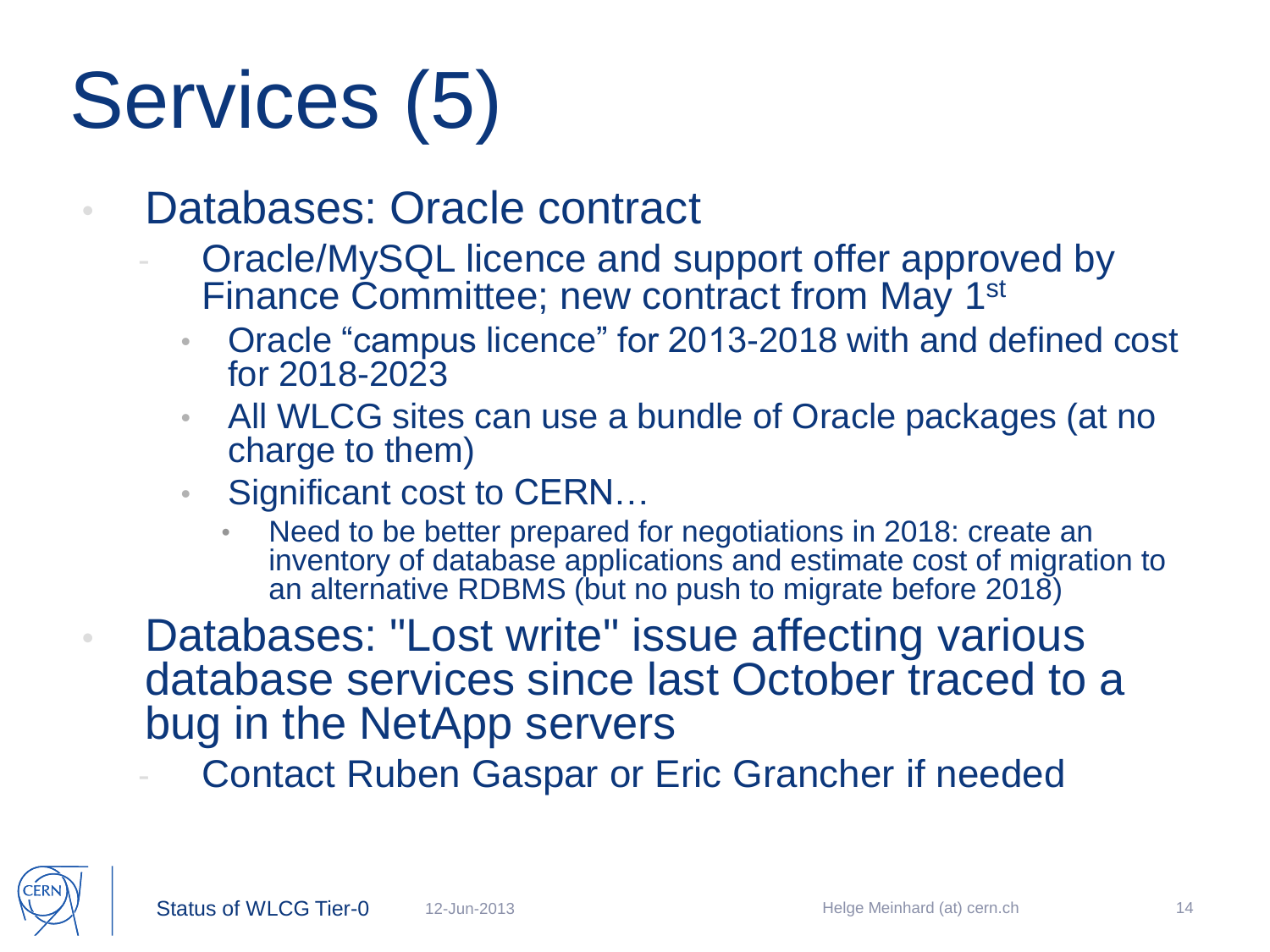# Services (5)

- Databases: Oracle contract
  - Oracle/MySQL licence and support offer approved by Finance Committee; new contract from May 1st
    - Oracle "campus licence" for 2013-2018 with and defined cost for 2018-2023
    - All WLCG sites can use a bundle of Oracle packages (at no charge to them)
    - Significant cost to CERN…
      - Need to be better prepared for negotiations in 2018: create an inventory of database applications and estimate cost of migration to an alternative RDBMS (but no push to migrate before 2018)
- Databases: "Lost write" issue affecting various database services since last October traced to a bug in the NetApp servers
  - Contact Ruben Gaspar or Eric Grancher if needed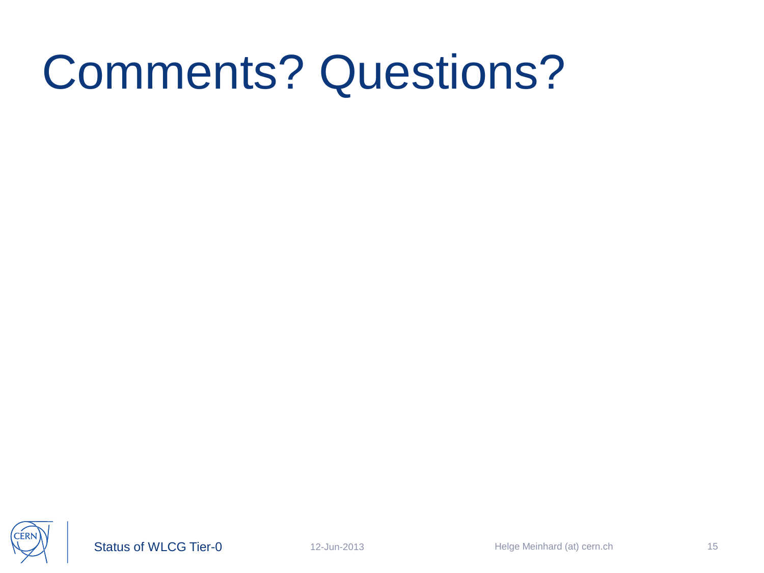# Comments? Questions?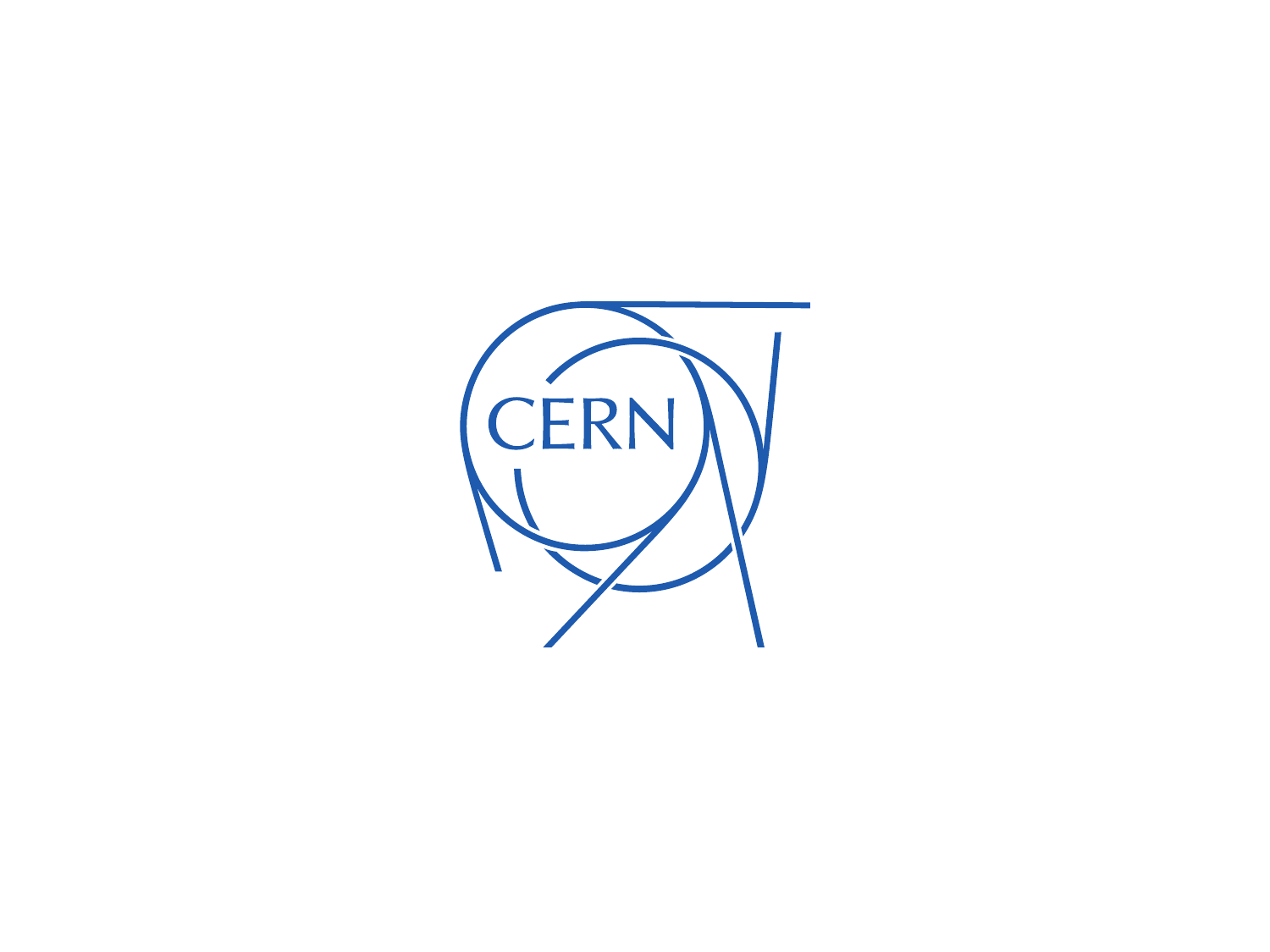CERN